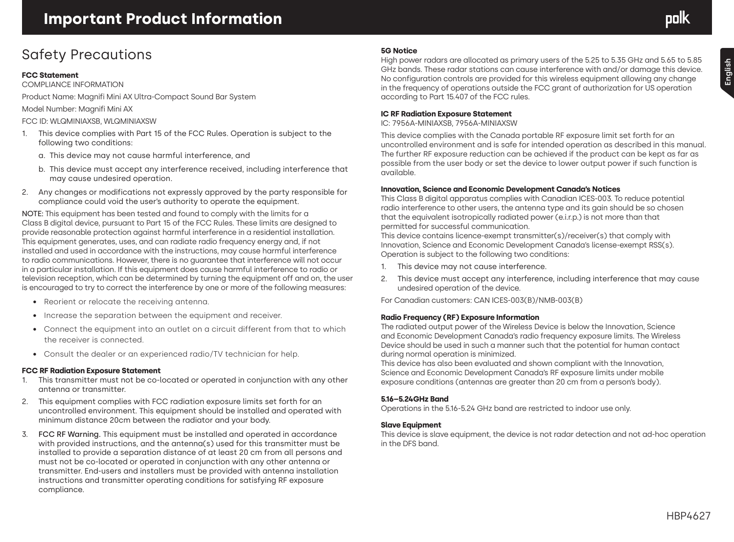# Important Product Information

## Safety Precautions

**FCC Statement**

COMPLIANCE INFORMATION

Product Name: Magnifi Mini AX Ultra-Compact Sound Bar System

Model Number: Magnifi Mini AX

FCC ID: WLQMINIAXSB, WLQMINIAXSW

1. This device complies with Part 15 of the FCC Rules. Operation is subject to the following two conditions:
   a. This device may not cause harmful interference, and
   b. This device must accept any interference received, including interference that may cause undesired operation.
2. Any changes or modifications not expressly approved by the party responsible for compliance could void the user's authority to operate the equipment.

NOTE: This equipment has been tested and found to comply with the limits for a Class B digital device, pursuant to Part 15 of the FCC Rules. These limits are designed to provide reasonable protection against harmful interference in a residential installation. This equipment generates, uses, and can radiate radio frequency energy and, if not installed and used in accordance with the instructions, may cause harmful interference to radio communications. However, there is no guarantee that interference will not occur in a particular installation. If this equipment does cause harmful interference to radio or television reception, which can be determined by turning the equipment off and on, the user is encouraged to try to correct the interference by one or more of the following measures:

- Reorient or relocate the receiving antenna.
- Increase the separation between the equipment and receiver.
- Connect the equipment into an outlet on a circuit different from that to which the receiver is connected.
- Consult the dealer or an experienced radio/TV technician for help.

**FCC RF Radiation Exposure Statement**

1. This transmitter must not be co-located or operated in conjunction with any other antenna or transmitter.
2. This equipment complies with FCC radiation exposure limits set forth for an uncontrolled environment. This equipment should be installed and operated with minimum distance 20cm between the radiator and your body.
3. FCC RF Warning. This equipment must be installed and operated in accordance with provided instructions, and the antenna(s) used for this transmitter must be installed to provide a separation distance of at least 20 cm from all persons and must not be co-located or operated in conjunction with any other antenna or transmitter. End-users and installers must be provided with antenna installation instructions and transmitter operating conditions for satisfying RF exposure compliance.

**5G Notice**

High power radars are allocated as primary users of the 5.25 to 5.35 GHz and 5.65 to 5.85 GHz bands. These radar stations can cause interference with and/or damage this device. No configuration controls are provided for this wireless equipment allowing any change in the frequency of operations outside the FCC grant of authorization for US operation according to Part 15.407 of the FCC rules.

**IC RF Radiation Exposure Statement**

IC: 7956A-MINIAXSB, 7956A-MINIAXSW

This device complies with the Canada portable RF exposure limit set forth for an uncontrolled environment and is safe for intended operation as described in this manual. The further RF exposure reduction can be achieved if the product can be kept as far as possible from the user body or set the device to lower output power if such function is available.

**Innovation, Science and Economic Development Canada's Notices**

This Class B digital apparatus complies with Canadian ICES-003. To reduce potential radio interference to other users, the antenna type and its gain should be so chosen that the equivalent isotropically radiated power (e.i.r.p.) is not more than that permitted for successful communication.

This device contains licence-exempt transmitter(s)/receiver(s) that comply with Innovation, Science and Economic Development Canada's license-exempt RSS(s). Operation is subject to the following two conditions:

1. This device may not cause interference.
2. This device must accept any interference, including interference that may cause undesired operation of the device.

For Canadian customers: CAN ICES-003(B)/NMB-003(B)

**Radio Frequency (RF) Exposure Information**

The radiated output power of the Wireless Device is below the Innovation, Science and Economic Development Canada's radio frequency exposure limits. The Wireless Device should be used in such a manner such that the potential for human contact during normal operation is minimized.

This device has also been evaluated and shown compliant with the Innovation, Science and Economic Development Canada's RF exposure limits under mobile exposure conditions (antennas are greater than 20 cm from a person's body).

**5.16–5.24GHz Band**

Operations in the 5.16-5.24 GHz band are restricted to indoor use only.

**Slave Equipment**

This device is slave equipment, the device is not radar detection and not ad-hoc operation in the DFS band.

HBP4627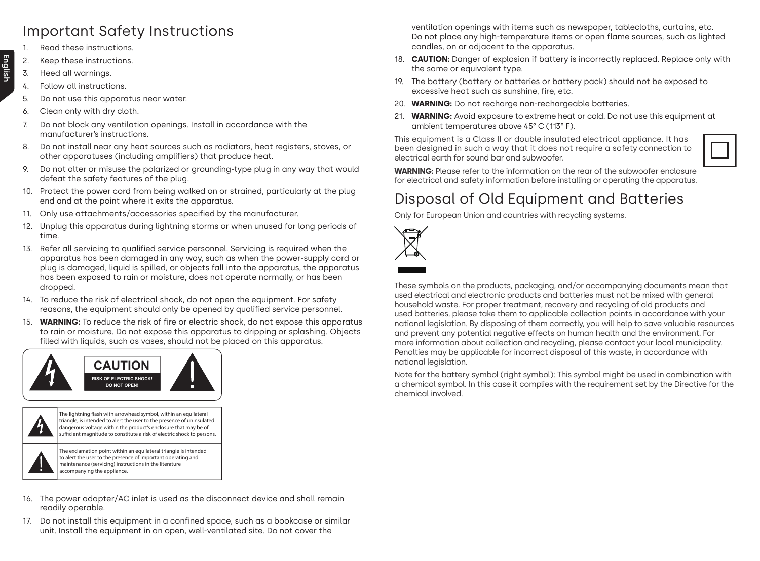# Important Safety Instructions

1. Read these instructions.
2. Keep these instructions.
3. Heed all warnings.
4. Follow all instructions.
5. Do not use this apparatus near water.
6. Clean only with dry cloth.
7. Do not block any ventilation openings. Install in accordance with the manufacturer's instructions.
8. Do not install near any heat sources such as radiators, heat registers, stoves, or other apparatuses (including amplifiers) that produce heat.
9. Do not alter or misuse the polarized or grounding-type plug in any way that would defeat the safety features of the plug.
10. Protect the power cord from being walked on or strained, particularly at the plug end and at the point where it exits the apparatus.
11. Only use attachments/accessories specified by the manufacturer.
12. Unplug this apparatus during lightning storms or when unused for long periods of time.
13. Refer all servicing to qualified service personnel. Servicing is required when the apparatus has been damaged in any way, such as when the power-supply cord or plug is damaged, liquid is spilled, or objects fall into the apparatus, the apparatus has been exposed to rain or moisture, does not operate normally, or has been dropped.
14. To reduce the risk of electrical shock, do not open the equipment. For safety reasons, the equipment should only be opened by qualified service personnel.
15. **WARNING:** To reduce the risk of fire or electric shock, do not expose this apparatus to rain or moisture. Do not expose this apparatus to dripping or splashing. Objects filled with liquids, such as vases, should not be placed on this apparatus.

**CAUTION**
RISK OF ELECTRIC SHOCK!
DO NOT OPEN!

| | |
|---|---|
| | The lightning flash with arrowhead symbol, within an equilateral triangle, is intended to alert the user to the presence of uninsulated dangerous voltage within the product's enclosure that may be of sufficient magnitude to constitute a risk of electric shock to persons. |
| | The exclamation point within an equilateral triangle is intended to alert the user to the presence of important operating and maintenance (servicing) instructions in the literature accompanying the appliance. |

16. The power adapter/AC inlet is used as the disconnect device and shall remain readily operable.
17. Do not install this equipment in a confined space, such as a bookcase or similar unit. Install the equipment in an open, well-ventilated site. Do not cover the ventilation openings with items such as newspaper, tablecloths, curtains, etc. Do not place any high-temperature items or open flame sources, such as lighted candles, on or adjacent to the apparatus.
18. **CAUTION:** Danger of explosion if battery is incorrectly replaced. Replace only with the same or equivalent type.
19. The battery (battery or batteries or battery pack) should not be exposed to excessive heat such as sunshine, fire, etc.
20. **WARNING:** Do not recharge non-rechargeable batteries.
21. **WARNING:** Avoid exposure to extreme heat or cold. Do not use this equipment at ambient temperatures above 45° C (113° F).

This equipment is a Class II or double insulated electrical appliance. It has been designed in such a way that it does not require a safety connection to electrical earth for sound bar and subwoofer.

**WARNING:** Please refer to the information on the rear of the subwoofer enclosure for electrical and safety information before installing or operating the apparatus.

# Disposal of Old Equipment and Batteries

Only for European Union and countries with recycling systems.

These symbols on the products, packaging, and/or accompanying documents mean that used electrical and electronic products and batteries must not be mixed with general household waste. For proper treatment, recovery and recycling of old products and used batteries, please take them to applicable collection points in accordance with your national legislation. By disposing of them correctly, you will help to save valuable resources and prevent any potential negative effects on human health and the environment. For more information about collection and recycling, please contact your local municipality. Penalties may be applicable for incorrect disposal of this waste, in accordance with national legislation.

Note for the battery symbol (right symbol): This symbol might be used in combination with a chemical symbol. In this case it complies with the requirement set by the Directive for the chemical involved.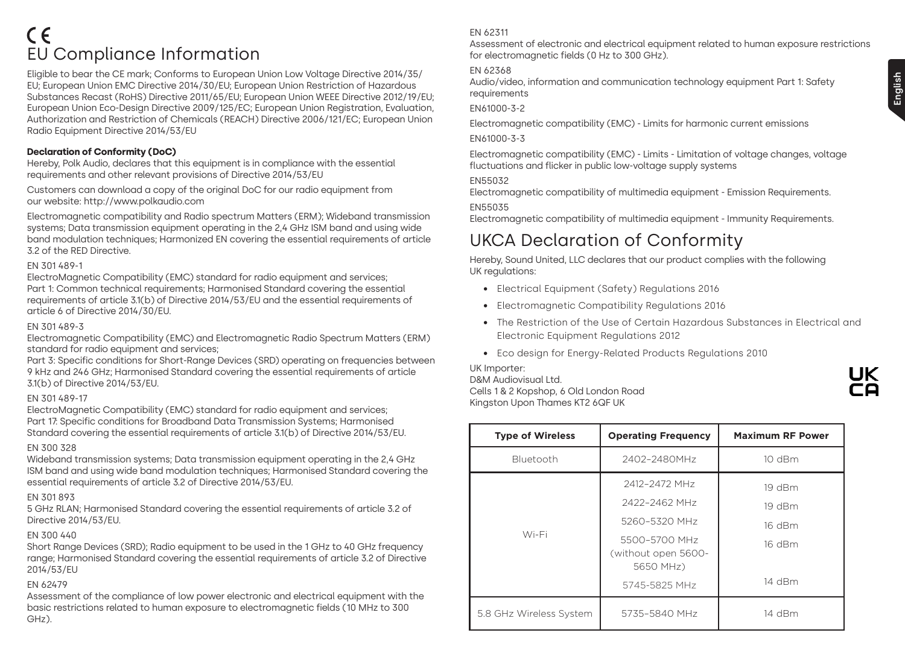# CE
# EU Compliance Information

Eligible to bear the CE mark; Conforms to European Union Low Voltage Directive 2014/35/EU; European Union EMC Directive 2014/30/EU; European Union Restriction of Hazardous Substances Recast (RoHS) Directive 2011/65/EU; European Union WEEE Directive 2012/19/EU; European Union Eco-Design Directive 2009/125/EC; European Union Registration, Evaluation, Authorization and Restriction of Chemicals (REACH) Directive 2006/121/EC; European Union Radio Equipment Directive 2014/53/EU

**Declaration of Conformity (DoC)**

Hereby, Polk Audio, declares that this equipment is in compliance with the essential requirements and other relevant provisions of Directive 2014/53/EU

Customers can download a copy of the original DoC for our radio equipment from our website: http://www.polkaudio.com

Electromagnetic compatibility and Radio spectrum Matters (ERM); Wideband transmission systems; Data transmission equipment operating in the 2,4 GHz ISM band and using wide band modulation techniques; Harmonized EN covering the essential requirements of article 3.2 of the RED Directive.

EN 301 489-1

ElectroMagnetic Compatibility (EMC) standard for radio equipment and services; Part 1: Common technical requirements; Harmonised Standard covering the essential requirements of article 3.1(b) of Directive 2014/53/EU and the essential requirements of article 6 of Directive 2014/30/EU.

EN 301 489-3

Electromagnetic Compatibility (EMC) and Electromagnetic Radio Spectrum Matters (ERM) standard for radio equipment and services;

Part 3: Specific conditions for Short-Range Devices (SRD) operating on frequencies between 9 kHz and 246 GHz; Harmonised Standard covering the essential requirements of article 3.1(b) of Directive 2014/53/EU.

EN 301 489-17

ElectroMagnetic Compatibility (EMC) standard for radio equipment and services; Part 17: Specific conditions for Broadband Data Transmission Systems; Harmonised Standard covering the essential requirements of article 3.1(b) of Directive 2014/53/EU.

EN 300 328

Wideband transmission systems; Data transmission equipment operating in the 2,4 GHz ISM band and using wide band modulation techniques; Harmonised Standard covering the essential requirements of article 3.2 of Directive 2014/53/EU.

EN 301 893

5 GHz RLAN; Harmonised Standard covering the essential requirements of article 3.2 of Directive 2014/53/EU.

EN 300 440

Short Range Devices (SRD); Radio equipment to be used in the 1 GHz to 40 GHz frequency range; Harmonised Standard covering the essential requirements of article 3.2 of Directive 2014/53/EU

EN 62479

Assessment of the compliance of low power electronic and electrical equipment with the basic restrictions related to human exposure to electromagnetic fields (10 MHz to 300 GHz).

EN 62311

Assessment of electronic and electrical equipment related to human exposure restrictions for electromagnetic fields (0 Hz to 300 GHz).

EN 62368

Audio/video, information and communication technology equipment Part 1: Safety requirements

EN61000-3-2

Electromagnetic compatibility (EMC) - Limits for harmonic current emissions

EN61000-3-3

Electromagnetic compatibility (EMC) - Limits - Limitation of voltage changes, voltage fluctuations and flicker in public low-voltage supply systems

EN55032

Electromagnetic compatibility of multimedia equipment - Emission Requirements.

EN55035

Electromagnetic compatibility of multimedia equipment - Immunity Requirements.

# UKCA Declaration of Conformity

Hereby, Sound United, LLC declares that our product complies with the following UK regulations:

- Electrical Equipment (Safety) Regulations 2016
- Electromagnetic Compatibility Regulations 2016
- The Restriction of the Use of Certain Hazardous Substances in Electrical and Electronic Equipment Regulations 2012
- Eco design for Energy-Related Products Regulations 2010

UK Importer:
D&M Audiovisual Ltd.
Cells 1 & 2 Kopshop, 6 Old London Road
Kingston Upon Thames KT2 6QF UK

UK CA

| Type of Wireless | Operating Frequency | Maximum RF Power |
|---|---|---|
| Bluetooth | 2402–2480MHz | 10 dBm |
| Wi-Fi | 2412–2472 MHz | 19 dBm |
| | 2422–2462 MHz | 19 dBm |
| | 5260–5320 MHz | 16 dBm |
| | 5500–5700 MHz (without open 5600-5650 MHz) | 16 dBm |
| | 5745-5825 MHz | 14 dBm |
| 5.8 GHz Wireless System | 5735–5840 MHz | 14 dBm |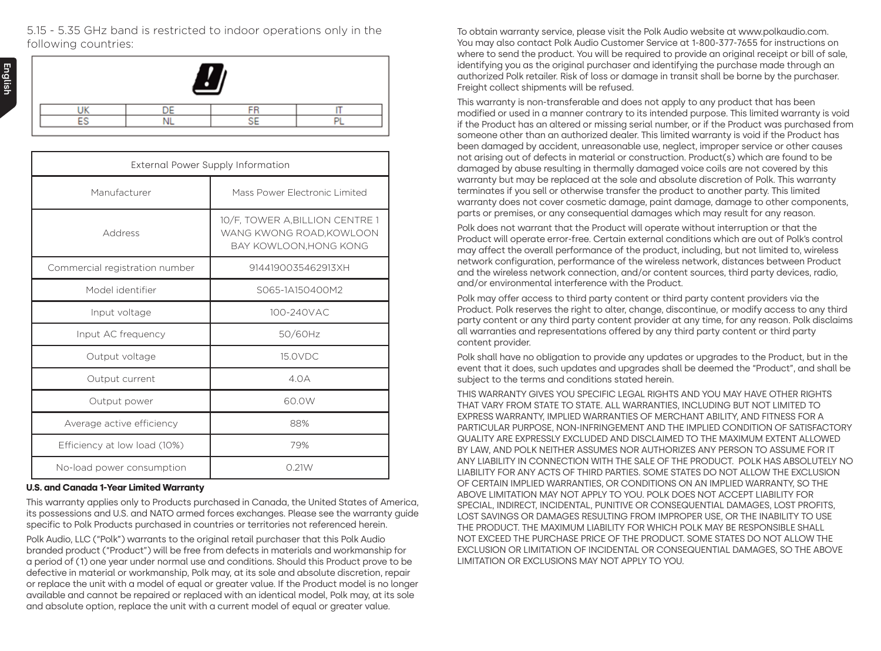5.15 - 5.35 GHz band is restricted to indoor operations only in the following countries:

| | | | |
|---|---|---|---|
| UK | DE | FR | IT |
| ES | NL | SE | PL |

| External Power Supply Information | |
|---|---|
| Manufacturer | Mass Power Electronic Limited |
| Address | 10/F, TOWER A,BILLION CENTRE 1 WANG KWONG ROAD,KOWLOON BAY KOWLOON,HONG KONG |
| Commercial registration number | 9144190035462913XH |
| Model identifier | S065-1A150400M2 |
| Input voltage | 100-240VAC |
| Input AC frequency | 50/60Hz |
| Output voltage | 15.0VDC |
| Output current | 4.0A |
| Output power | 60.0W |
| Average active efficiency | 88% |
| Efficiency at low load (10%) | 79% |
| No-load power consumption | 0.21W |

**U.S. and Canada 1-Year Limited Warranty**

This warranty applies only to Products purchased in Canada, the United States of America, its possessions and U.S. and NATO armed forces exchanges. Please see the warranty guide specific to Polk Products purchased in countries or territories not referenced herein.

Polk Audio, LLC ("Polk") warrants to the original retail purchaser that this Polk Audio branded product ("Product") will be free from defects in materials and workmanship for a period of (1) one year under normal use and conditions. Should this Product prove to be defective in material or workmanship, Polk may, at its sole and absolute discretion, repair or replace the unit with a model of equal or greater value. If the Product model is no longer available and cannot be repaired or replaced with an identical model, Polk may, at its sole and absolute option, replace the unit with a current model of equal or greater value.

To obtain warranty service, please visit the Polk Audio website at www.polkaudio.com. You may also contact Polk Audio Customer Service at 1-800-377-7655 for instructions on where to send the product. You will be required to provide an original receipt or bill of sale, identifying you as the original purchaser and identifying the purchase made through an authorized Polk retailer. Risk of loss or damage in transit shall be borne by the purchaser. Freight collect shipments will be refused.

This warranty is non-transferable and does not apply to any product that has been modified or used in a manner contrary to its intended purpose. This limited warranty is void if the Product has an altered or missing serial number, or if the Product was purchased from someone other than an authorized dealer. This limited warranty is void if the Product has been damaged by accident, unreasonable use, neglect, improper service or other causes not arising out of defects in material or construction. Product(s) which are found to be damaged by abuse resulting in thermally damaged voice coils are not covered by this warranty but may be replaced at the sole and absolute discretion of Polk. This warranty terminates if you sell or otherwise transfer the product to another party. This limited warranty does not cover cosmetic damage, paint damage, damage to other components, parts or premises, or any consequential damages which may result for any reason.

Polk does not warrant that the Product will operate without interruption or that the Product will operate error-free. Certain external conditions which are out of Polk's control may affect the overall performance of the product, including, but not limited to, wireless network configuration, performance of the wireless network, distances between Product and the wireless network connection, and/or content sources, third party devices, radio, and/or environmental interference with the Product.

Polk may offer access to third party content or third party content providers via the Product. Polk reserves the right to alter, change, discontinue, or modify access to any third party content or any third party content provider at any time, for any reason. Polk disclaims all warranties and representations offered by any third party content or third party content provider.

Polk shall have no obligation to provide any updates or upgrades to the Product, but in the event that it does, such updates and upgrades shall be deemed the "Product", and shall be subject to the terms and conditions stated herein.

THIS WARRANTY GIVES YOU SPECIFIC LEGAL RIGHTS AND YOU MAY HAVE OTHER RIGHTS THAT VARY FROM STATE TO STATE. ALL WARRANTIES, INCLUDING BUT NOT LIMITED TO EXPRESS WARRANTY, IMPLIED WARRANTIES OF MERCHANT ABILITY, AND FITNESS FOR A PARTICULAR PURPOSE, NON-INFRINGEMENT AND THE IMPLIED CONDITION OF SATISFACTORY QUALITY ARE EXPRESSLY EXCLUDED AND DISCLAIMED TO THE MAXIMUM EXTENT ALLOWED BY LAW, AND POLK NEITHER ASSUMES NOR AUTHORIZES ANY PERSON TO ASSUME FOR IT ANY LIABILITY IN CONNECTION WITH THE SALE OF THE PRODUCT. POLK HAS ABSOLUTELY NO LIABILITY FOR ANY ACTS OF THIRD PARTIES. SOME STATES DO NOT ALLOW THE EXCLUSION OF CERTAIN IMPLIED WARRANTIES, OR CONDITIONS ON AN IMPLIED WARRANTY, SO THE ABOVE LIMITATION MAY NOT APPLY TO YOU. POLK DOES NOT ACCEPT LIABILITY FOR SPECIAL, INDIRECT, INCIDENTAL, PUNITIVE OR CONSEQUENTIAL DAMAGES, LOST PROFITS, LOST SAVINGS OR DAMAGES RESULTING FROM IMPROPER USE, OR THE INABILITY TO USE THE PRODUCT. THE MAXIMUM LIABILITY FOR WHICH POLK MAY BE RESPONSIBLE SHALL NOT EXCEED THE PURCHASE PRICE OF THE PRODUCT. SOME STATES DO NOT ALLOW THE EXCLUSION OR LIMITATION OF INCIDENTAL OR CONSEQUENTIAL DAMAGES, SO THE ABOVE LIMITATION OR EXCLUSIONS MAY NOT APPLY TO YOU.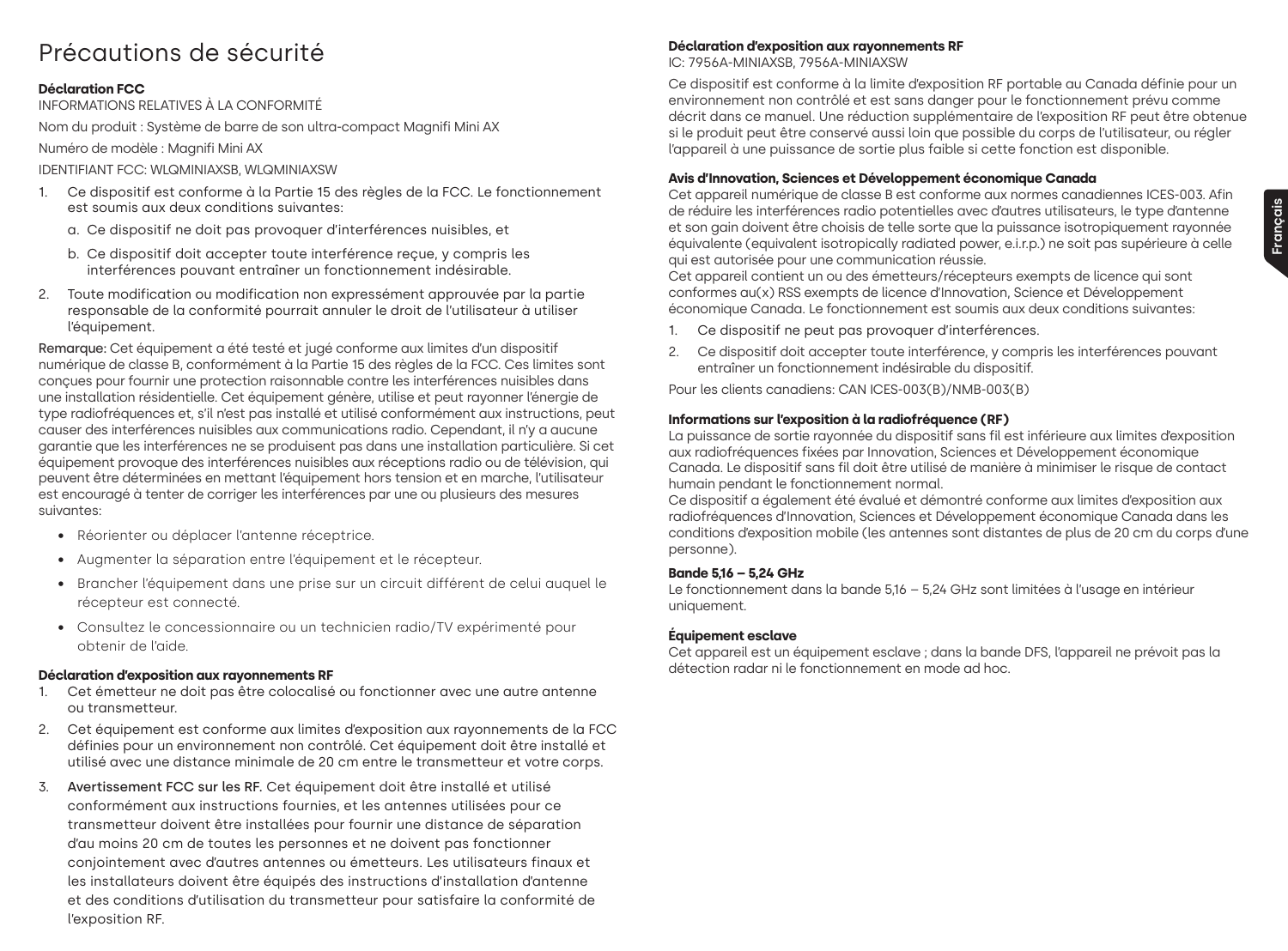# Précautions de sécurité

**Déclaration FCC**

INFORMATIONS RELATIVES À LA CONFORMITÉ

Nom du produit : Système de barre de son ultra-compact Magnifi Mini AX

Numéro de modèle : Magnifi Mini AX

IDENTIFIANT FCC: WLQMINIAXSB, WLQMINIAXSW

1. Ce dispositif est conforme à la Partie 15 des règles de la FCC. Le fonctionnement est soumis aux deux conditions suivantes:
    a. Ce dispositif ne doit pas provoquer d'interférences nuisibles, et
    b. Ce dispositif doit accepter toute interférence reçue, y compris les interférences pouvant entraîner un fonctionnement indésirable.
2. Toute modification ou modification non expressément approuvée par la partie responsable de la conformité pourrait annuler le droit de l'utilisateur à utiliser l'équipement.

Remarque: Cet équipement a été testé et jugé conforme aux limites d'un dispositif numérique de classe B, conformément à la Partie 15 des règles de la FCC. Ces limites sont conçues pour fournir une protection raisonnable contre les interférences nuisibles dans une installation résidentielle. Cet équipement génère, utilise et peut rayonner l'énergie de type radiofréquences et, s'il n'est pas installé et utilisé conformément aux instructions, peut causer des interférences nuisibles aux communications radio. Cependant, il n'y a aucune garantie que les interférences ne se produisent pas dans une installation particulière. Si cet équipement provoque des interférences nuisibles aux réceptions radio ou de télévision, qui peuvent être déterminées en mettant l'équipement hors tension et en marche, l'utilisateur est encouragé à tenter de corriger les interférences par une ou plusieurs des mesures suivantes:

- Réorienter ou déplacer l'antenne réceptrice.
- Augmenter la séparation entre l'équipement et le récepteur.
- Brancher l'équipement dans une prise sur un circuit différent de celui auquel le récepteur est connecté.
- Consultez le concessionnaire ou un technicien radio/TV expérimenté pour obtenir de l'aide.

**Déclaration d'exposition aux rayonnements RF**

1. Cet émetteur ne doit pas être colocalisé ou fonctionner avec une autre antenne ou transmetteur.
2. Cet équipement est conforme aux limites d'exposition aux rayonnements de la FCC définies pour un environnement non contrôlé. Cet équipement doit être installé et utilisé avec une distance minimale de 20 cm entre le transmetteur et votre corps.
3. Avertissement FCC sur les RF. Cet équipement doit être installé et utilisé conformément aux instructions fournies, et les antennes utilisées pour ce transmetteur doivent être installées pour fournir une distance de séparation d'au moins 20 cm de toutes les personnes et ne doivent pas fonctionner conjointement avec d'autres antennes ou émetteurs. Les utilisateurs finaux et les installateurs doivent être équipés des instructions d'installation d'antenne et des conditions d'utilisation du transmetteur pour satisfaire la conformité de l'exposition RF.

**Déclaration d'exposition aux rayonnements RF**

IC: 7956A-MINIAXSB, 7956A-MINIAXSW

Ce dispositif est conforme à la limite d'exposition RF portable au Canada définie pour un environnement non contrôlé et est sans danger pour le fonctionnement prévu comme décrit dans ce manuel. Une réduction supplémentaire de l'exposition RF peut être obtenue si le produit peut être conservé aussi loin que possible du corps de l'utilisateur, ou régler l'appareil à une puissance de sortie plus faible si cette fonction est disponible.

**Avis d'Innovation, Sciences et Développement économique Canada**

Cet appareil numérique de classe B est conforme aux normes canadiennes ICES-003. Afin de réduire les interférences radio potentielles avec d'autres utilisateurs, le type d'antenne et son gain doivent être choisis de telle sorte que la puissance isotropiquement rayonnée équivalente (equivalent isotropically radiated power, e.i.r.p.) ne soit pas supérieure à celle qui est autorisée pour une communication réussie.

Cet appareil contient un ou des émetteurs/récepteurs exempts de licence qui sont conformes au(x) RSS exempts de licence d'Innovation, Science et Développement économique Canada. Le fonctionnement est soumis aux deux conditions suivantes:

1. Ce dispositif ne peut pas provoquer d'interférences.
2. Ce dispositif doit accepter toute interférence, y compris les interférences pouvant entraîner un fonctionnement indésirable du dispositif.

Pour les clients canadiens: CAN ICES-003(B)/NMB-003(B)

**Informations sur l'exposition à la radiofréquence (RF)**

La puissance de sortie rayonnée du dispositif sans fil est inférieure aux limites d'exposition aux radiofréquences fixées par Innovation, Sciences et Développement économique Canada. Le dispositif sans fil doit être utilisé de manière à minimiser le risque de contact humain pendant le fonctionnement normal.

Ce dispositif a également été évalué et démontré conforme aux limites d'exposition aux radiofréquences d'Innovation, Sciences et Développement économique Canada dans les conditions d'exposition mobile (les antennes sont distantes de plus de 20 cm du corps d'une personne).

**Bande 5,16 – 5,24 GHz**

Le fonctionnement dans la bande 5,16 – 5,24 GHz sont limitées à l'usage en intérieur uniquement.

**Équipement esclave**

Cet appareil est un équipement esclave ; dans la bande DFS, l'appareil ne prévoit pas la détection radar ni le fonctionnement en mode ad hoc.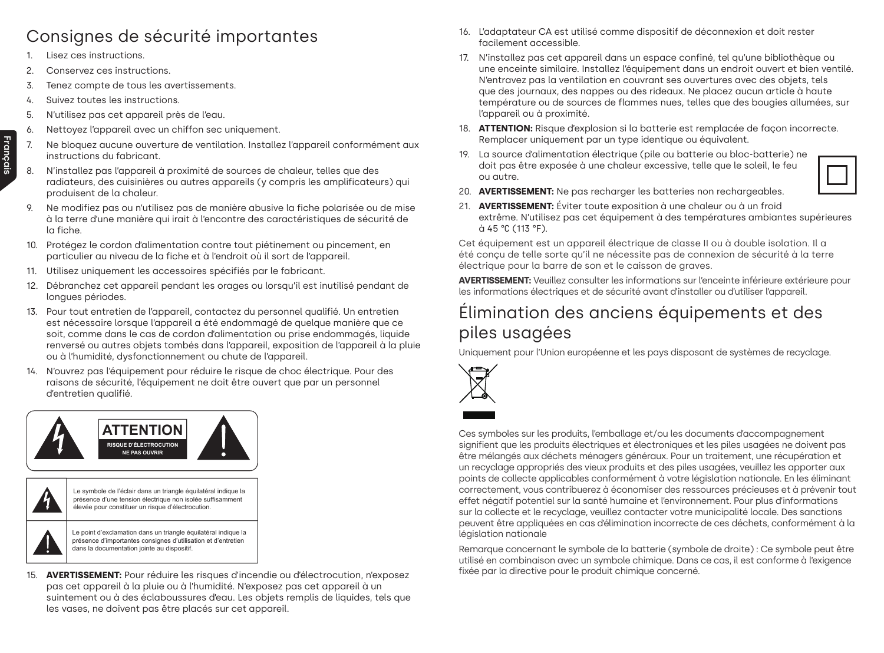# Consignes de sécurité importantes

1. Lisez ces instructions.
2. Conservez ces instructions.
3. Tenez compte de tous les avertissements.
4. Suivez toutes les instructions.
5. N'utilisez pas cet appareil près de l'eau.
6. Nettoyez l'appareil avec un chiffon sec uniquement.
7. Ne bloquez aucune ouverture de ventilation. Installez l'appareil conformément aux instructions du fabricant.
8. N'installez pas l'appareil à proximité de sources de chaleur, telles que des radiateurs, des cuisinières ou autres appareils (y compris les amplificateurs) qui produisent de la chaleur.
9. Ne modifiez pas ou n'utilisez pas de manière abusive la fiche polarisée ou de mise à la terre d'une manière qui irait à l'encontre des caractéristiques de sécurité de la fiche.
10. Protégez le cordon d'alimentation contre tout piétinement ou pincement, en particulier au niveau de la fiche et à l'endroit où il sort de l'appareil.
11. Utilisez uniquement les accessoires spécifiés par le fabricant.
12. Débranchez cet appareil pendant les orages ou lorsqu'il est inutilisé pendant de longues périodes.
13. Pour tout entretien de l'appareil, contactez du personnel qualifié. Un entretien est nécessaire lorsque l'appareil a été endommagé de quelque manière que ce soit, comme dans le cas de cordon d'alimentation ou prise endommagés, liquide renversé ou autres objets tombés dans l'appareil, exposition de l'appareil à la pluie ou à l'humidité, dysfonctionnement ou chute de l'appareil.
14. N'ouvrez pas l'équipement pour réduire le risque de choc électrique. Pour des raisons de sécurité, l'équipement ne doit être ouvert que par un personnel d'entretien qualifié.

**ATTENTION**
RISQUE D'ÉLECTROCUTION
NE PAS OUVRIR

| | |
|---|---|
| | Le symbole de l'éclair dans un triangle équilatéral indique la présence d'une tension électrique non isolée suffisamment élevée pour constituer un risque d'électrocution. |
| | Le point d'exclamation dans un triangle équilatéral indique la présence d'importantes consignes d'utilisation et d'entretien dans la documentation jointe au dispositif. |

15. **AVERTISSEMENT:** Pour réduire les risques d'incendie ou d'électrocution, n'exposez pas cet appareil à la pluie ou à l'humidité. N'exposez pas cet appareil à un suintement ou à des éclaboussures d'eau. Les objets remplis de liquides, tels que les vases, ne doivent pas être placés sur cet appareil.
16. L'adaptateur CA est utilisé comme dispositif de déconnexion et doit rester facilement accessible.
17. N'installez pas cet appareil dans un espace confiné, tel qu'une bibliothèque ou une enceinte similaire. Installez l'équipement dans un endroit ouvert et bien ventilé. N'entravez pas la ventilation en couvrant ses ouvertures avec des objets, tels que des journaux, des nappes ou des rideaux. Ne placez aucun article à haute température ou de sources de flammes nues, telles que des bougies allumées, sur l'appareil ou à proximité.
18. **ATTENTION:** Risque d'explosion si la batterie est remplacée de façon incorrecte. Remplacer uniquement par un type identique ou équivalent.
19. La source d'alimentation électrique (pile ou batterie ou bloc-batterie) ne doit pas être exposée à une chaleur excessive, telle que le soleil, le feu ou autre.
20. **AVERTISSEMENT:** Ne pas recharger les batteries non rechargeables.
21. **AVERTISSEMENT:** Éviter toute exposition à une chaleur ou à un froid extrême. N'utilisez pas cet équipement à des températures ambiantes supérieures à 45 °C (113 °F).

Cet équipement est un appareil électrique de classe II ou à double isolation. Il a été conçu de telle sorte qu'il ne nécessite pas de connexion de sécurité à la terre électrique pour la barre de son et le caisson de graves.

**AVERTISSEMENT:** Veuillez consulter les informations sur l'enceinte inférieure extérieure pour les informations électriques et de sécurité avant d'installer ou d'utiliser l'appareil.

# Élimination des anciens équipements et des piles usagées

Uniquement pour l'Union européenne et les pays disposant de systèmes de recyclage.

Ces symboles sur les produits, l'emballage et/ou les documents d'accompagnement signifient que les produits électriques et électroniques et les piles usagées ne doivent pas être mélangés aux déchets ménagers généraux. Pour un traitement, une récupération et un recyclage appropriés des vieux produits et des piles usagées, veuillez les apporter aux points de collecte applicables conformément à votre législation nationale. En les éliminant correctement, vous contribuerez à économiser des ressources précieuses et à prévenir tout effet négatif potentiel sur la santé humaine et l'environnement. Pour plus d'informations sur la collecte et le recyclage, veuillez contacter votre municipalité locale. Des sanctions peuvent être appliquées en cas d'élimination incorrecte de ces déchets, conformément à la législation nationale

Remarque concernant le symbole de la batterie (symbole de droite) : Ce symbole peut être utilisé en combinaison avec un symbole chimique. Dans ce cas, il est conforme à l'exigence fixée par la directive pour le produit chimique concerné.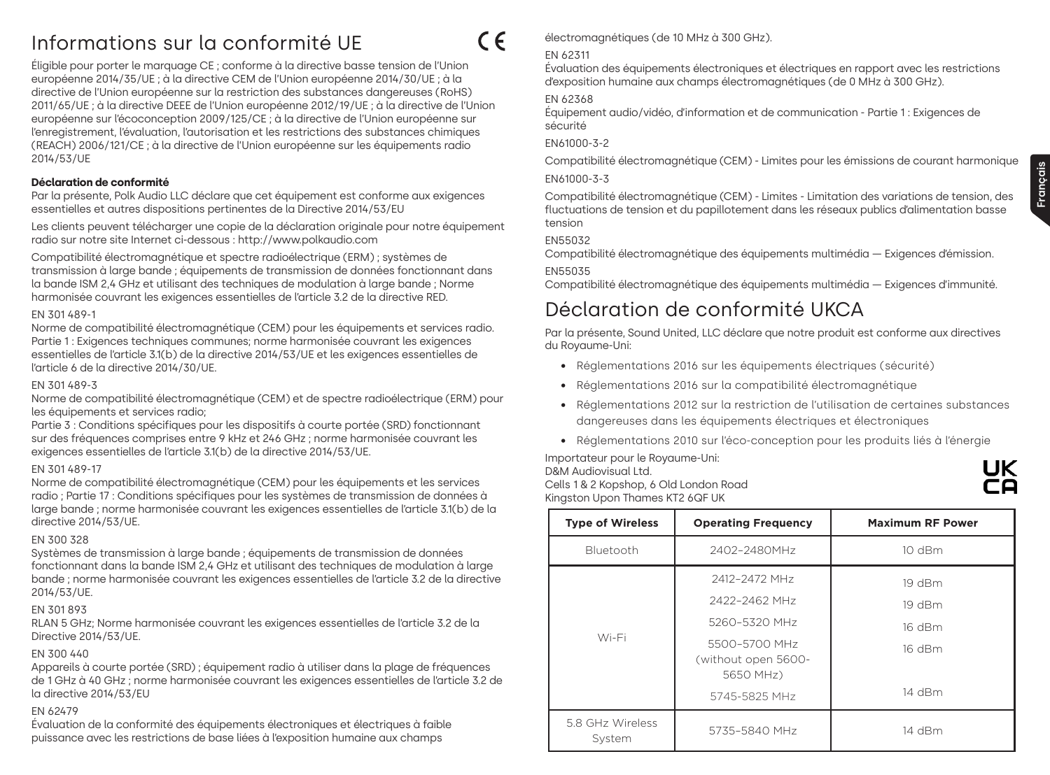# Informations sur la conformité UE

Éligible pour porter le marquage CE ; conforme à la directive basse tension de l'Union européenne 2014/35/UE ; à la directive CEM de l'Union européenne 2014/30/UE ; à la directive de l'Union européenne sur la restriction des substances dangereuses (RoHS) 2011/65/UE ; à la directive DEEE de l'Union européenne 2012/19/UE ; à la directive de l'Union européenne sur l'écoconception 2009/125/CE ; à la directive de l'Union européenne sur l'enregistrement, l'évaluation, l'autorisation et les restrictions des substances chimiques (REACH) 2006/121/CE ; à la directive de l'Union européenne sur les équipements radio 2014/53/UE

**Déclaration de conformité**

Par la présente, Polk Audio LLC déclare que cet équipement est conforme aux exigences essentielles et autres dispositions pertinentes de la Directive 2014/53/EU

Les clients peuvent télécharger une copie de la déclaration originale pour notre équipement radio sur notre site Internet ci-dessous : http://www.polkaudio.com

Compatibilité électromagnétique et spectre radioélectrique (ERM) ; systèmes de transmission à large bande ; équipements de transmission de données fonctionnant dans la bande ISM 2,4 GHz et utilisant des techniques de modulation à large bande ; Norme harmonisée couvrant les exigences essentielles de l'article 3.2 de la directive RED.

EN 301 489-1

Norme de compatibilité électromagnétique (CEM) pour les équipements et services radio. Partie 1 : Exigences techniques communes; norme harmonisée couvrant les exigences essentielles de l'article 3.1(b) de la directive 2014/53/UE et les exigences essentielles de l'article 6 de la directive 2014/30/UE.

EN 301 489-3

Norme de compatibilité électromagnétique (CEM) et de spectre radioélectrique (ERM) pour les équipements et services radio;
Partie 3 : Conditions spécifiques pour les dispositifs à courte portée (SRD) fonctionnant sur des fréquences comprises entre 9 kHz et 246 GHz ; norme harmonisée couvrant les exigences essentielles de l'article 3.1(b) de la directive 2014/53/UE.

EN 301 489-17

Norme de compatibilité électromagnétique (CEM) pour les équipements et les services radio ; Partie 17 : Conditions spécifiques pour les systèmes de transmission de données à large bande ; norme harmonisée couvrant les exigences essentielles de l'article 3.1(b) de la directive 2014/53/UE.

EN 300 328

Systèmes de transmission à large bande ; équipements de transmission de données fonctionnant dans la bande ISM 2,4 GHz et utilisant des techniques de modulation à large bande ; norme harmonisée couvrant les exigences essentielles de l'article 3.2 de la directive 2014/53/UE.

EN 301 893

RLAN 5 GHz; Norme harmonisée couvrant les exigences essentielles de l'article 3.2 de la Directive 2014/53/UE.

EN 300 440

Appareils à courte portée (SRD) ; équipement radio à utiliser dans la plage de fréquences de 1 GHz à 40 GHz ; norme harmonisée couvrant les exigences essentielles de l'article 3.2 de la directive 2014/53/EU

EN 62479

Évaluation de la conformité des équipements électroniques et électriques à faible puissance avec les restrictions de base liées à l'exposition humaine aux champs électromagnétiques (de 10 MHz à 300 GHz).

EN 62311

Évaluation des équipements électroniques et électriques en rapport avec les restrictions d'exposition humaine aux champs électromagnétiques (de 0 MHz à 300 GHz).

EN 62368

Équipement audio/vidéo, d'information et de communication - Partie 1 : Exigences de sécurité

EN61000-3-2

Compatibilité électromagnétique (CEM) - Limites pour les émissions de courant harmonique

EN61000-3-3

Compatibilité électromagnétique (CEM) - Limites - Limitation des variations de tension, des fluctuations de tension et du papillotement dans les réseaux publics d'alimentation basse tension

EN55032

Compatibilité électromagnétique des équipements multimédia — Exigences d'émission.

EN55035

Compatibilité électromagnétique des équipements multimédia — Exigences d'immunité.

# Déclaration de conformité UKCA

Par la présente, Sound United, LLC déclare que notre produit est conforme aux directives du Royaume-Uni:

- Réglementations 2016 sur les équipements électriques (sécurité)
- Réglementations 2016 sur la compatibilité électromagnétique
- Réglementations 2012 sur la restriction de l'utilisation de certaines substances dangereuses dans les équipements électriques et électroniques
- Réglementations 2010 sur l'éco-conception pour les produits liés à l'énergie

Importateur pour le Royaume-Uni:
D&M Audiovisual Ltd.
Cells 1 & 2 Kopshop, 6 Old London Road
Kingston Upon Thames KT2 6QF UK

| Type of Wireless | Operating Frequency | Maximum RF Power |
|---|---|---|
| Bluetooth | 2402–2480MHz | 10 dBm |
| Wi-Fi | 2412–2472 MHz | 19 dBm |
| | 2422–2462 MHz | 19 dBm |
| | 5260–5320 MHz | 16 dBm |
| | 5500–5700 MHz (without open 5600-5650 MHz) | 16 dBm |
| | 5745-5825 MHz | 14 dBm |
| 5.8 GHz Wireless System | 5735–5840 MHz | 14 dBm |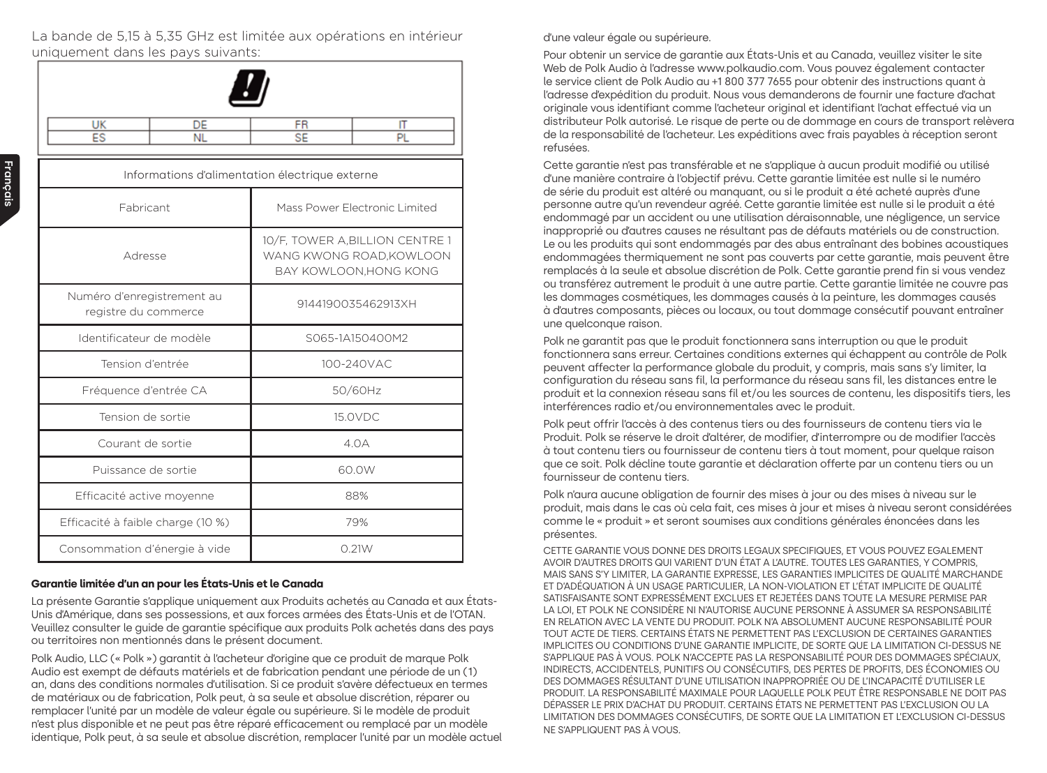La bande de 5,15 à 5,35 GHz est limitée aux opérations en intérieur uniquement dans les pays suivants:

| | | | |
|---|---|---|---|
| UK | DE | FR | IT |
| ES | NL | SE | PL |

| Informations d'alimentation électrique externe | |
|---|---|
| Fabricant | Mass Power Electronic Limited |
| Adresse | 10/F, TOWER A,BILLION CENTRE 1 WANG KWONG ROAD,KOWLOON BAY KOWLOON,HONG KONG |
| Numéro d'enregistrement au registre du commerce | 9144190035462913XH |
| Identificateur de modèle | S065-1A150400M2 |
| Tension d'entrée | 100-240VAC |
| Fréquence d'entrée CA | 50/60Hz |
| Tension de sortie | 15.0VDC |
| Courant de sortie | 4.0A |
| Puissance de sortie | 60.0W |
| Efficacité active moyenne | 88% |
| Efficacité à faible charge (10 %) | 79% |
| Consommation d'énergie à vide | 0.21W |

**Garantie limitée d'un an pour les États-Unis et le Canada**

La présente Garantie s'applique uniquement aux Produits achetés au Canada et aux États-Unis d'Amérique, dans ses possessions, et aux forces armées des États-Unis et de l'OTAN. Veuillez consulter le guide de garantie spécifique aux produits Polk achetés dans des pays ou territoires non mentionnés dans le présent document.

Polk Audio, LLC (« Polk ») garantit à l'acheteur d'origine que ce produit de marque Polk Audio est exempt de défauts matériels et de fabrication pendant une période de un (1) an, dans des conditions normales d'utilisation. Si ce produit s'avère défectueux en termes de matériaux ou de fabrication, Polk peut, à sa seule et absolue discrétion, réparer ou remplacer l'unité par un modèle de valeur égale ou supérieure. Si le modèle de produit n'est plus disponible et ne peut pas être réparé efficacement ou remplacé par un modèle identique, Polk peut, à sa seule et absolue discrétion, remplacer l'unité par un modèle actuel d'une valeur égale ou supérieure.

Pour obtenir un service de garantie aux États-Unis et au Canada, veuillez visiter le site Web de Polk Audio à l'adresse www.polkaudio.com. Vous pouvez également contacter le service client de Polk Audio au +1 800 377 7655 pour obtenir des instructions quant à l'adresse d'expédition du produit. Nous vous demanderons de fournir une facture d'achat originale vous identifiant comme l'acheteur original et identifiant l'achat effectué via un distributeur Polk autorisé. Le risque de perte ou de dommage en cours de transport relèvera de la responsabilité de l'acheteur. Les expéditions avec frais payables à réception seront refusées.

Cette garantie n'est pas transférable et ne s'applique à aucun produit modifié ou utilisé d'une manière contraire à l'objectif prévu. Cette garantie limitée est nulle si le numéro de série du produit est altéré ou manquant, ou si le produit a été acheté auprès d'une personne autre qu'un revendeur agréé. Cette garantie limitée est nulle si le produit a été endommagé par un accident ou une utilisation déraisonnable, une négligence, un service inapproprié ou d'autres causes ne résultant pas de défauts matériels ou de construction. Le ou les produits qui sont endommagés par des abus entraînant des bobines acoustiques endommagées thermiquement ne sont pas couverts par cette garantie, mais peuvent être remplacés à la seule et absolue discrétion de Polk. Cette garantie prend fin si vous vendez ou transférez autrement le produit à une autre partie. Cette garantie limitée ne couvre pas les dommages cosmétiques, les dommages causés à la peinture, les dommages causés à d'autres composants, pièces ou locaux, ou tout dommage consécutif pouvant entraîner une quelconque raison.

Polk ne garantit pas que le produit fonctionnera sans interruption ou que le produit fonctionnera sans erreur. Certaines conditions externes qui échappent au contrôle de Polk peuvent affecter la performance globale du produit, y compris, mais sans s'y limiter, la configuration du réseau sans fil, la performance du réseau sans fil, les distances entre le produit et la connexion réseau sans fil et/ou les sources de contenu, les dispositifs tiers, les interférences radio et/ou environnementales avec le produit.

Polk peut offrir l'accès à des contenus tiers ou des fournisseurs de contenu tiers via le Produit. Polk se réserve le droit d'altérer, de modifier, d'interrompre ou de modifier l'accès à tout contenu tiers ou fournisseur de contenu tiers à tout moment, pour quelque raison que ce soit. Polk décline toute garantie et déclaration offerte par un contenu tiers ou un fournisseur de contenu tiers.

Polk n'aura aucune obligation de fournir des mises à jour ou des mises à niveau sur le produit, mais dans le cas où cela fait, ces mises à jour et mises à niveau seront considérées comme le « produit » et seront soumises aux conditions générales énoncées dans les présentes.

CETTE GARANTIE VOUS DONNE DES DROITS LEGAUX SPECIFIQUES, ET VOUS POUVEZ EGALEMENT AVOIR D'AUTRES DROITS QUI VARIENT D'UN ÉTAT A L'AUTRE. TOUTES LES GARANTIES, Y COMPRIS, MAIS SANS S'Y LIMITER, LA GARANTIE EXPRESSE, LES GARANTIES IMPLICITES DE QUALITÉ MARCHANDE ET D'ADÉQUATION À UN USAGE PARTICULIER, LA NON-VIOLATION ET L'ÉTAT IMPLICITE DE QUALITÉ SATISFAISANTE SONT EXPRESSÉMENT EXCLUES ET REJETÉES DANS TOUTE LA MESURE PERMISE PAR LA LOI, ET POLK NE CONSIDÈRE NI N'AUTORISE AUCUNE PERSONNE À ASSUMER SA RESPONSABILITÉ EN RELATION AVEC LA VENTE DU PRODUIT. POLK N'A ABSOLUMENT AUCUNE RESPONSABILITÉ POUR TOUT ACTE DE TIERS. CERTAINS ÉTATS NE PERMETTENT PAS L'EXCLUSION DE CERTAINES GARANTIES IMPLICITES OU CONDITIONS D'UNE GARANTIE IMPLICITE, DE SORTE QUE LA LIMITATION CI-DESSUS NE S'APPLIQUE PAS À VOUS. POLK N'ACCEPTE PAS LA RESPONSABILITÉ POUR DES DOMMAGES SPÉCIAUX, INDIRECTS, ACCIDENTELS, PUNITIFS OU CONSÉCUTIFS, DES PERTES DE PROFITS, DES ÉCONOMIES OU DES DOMMAGES RÉSULTANT D'UNE UTILISATION INAPPROPRIÉE OU DE L'INCAPACITÉ D'UTILISER LE PRODUIT. LA RESPONSABILITÉ MAXIMALE POUR LAQUELLE POLK PEUT ÊTRE RESPONSABLE NE DOIT PAS DÉPASSER LE PRIX D'ACHAT DU PRODUIT. CERTAINS ÉTATS NE PERMETTENT PAS L'EXCLUSION OU LA LIMITATION DES DOMMAGES CONSÉCUTIFS, DE SORTE QUE LA LIMITATION ET L'EXCLUSION CI-DESSUS NE S'APPLIQUENT PAS À VOUS.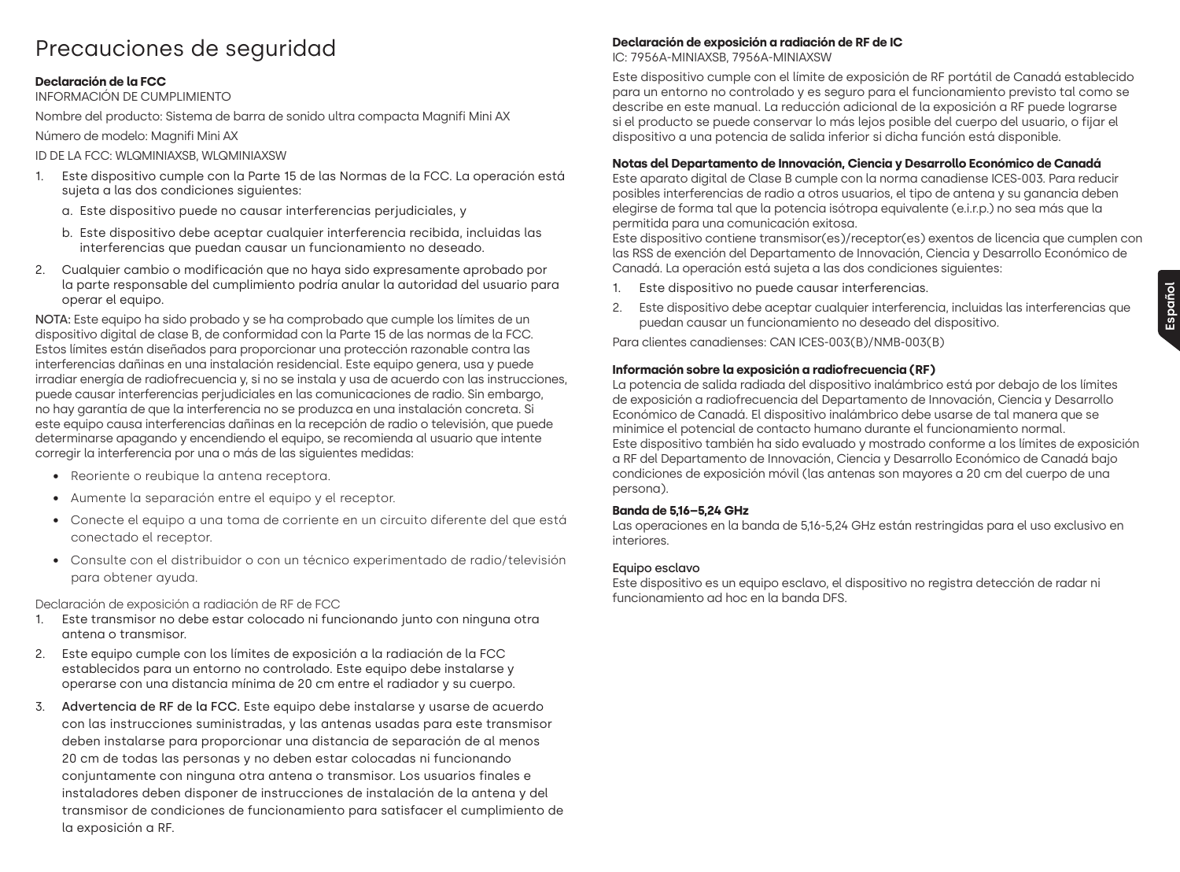# Precauciones de seguridad

**Declaración de la FCC**

INFORMACIÓN DE CUMPLIMIENTO

Nombre del producto: Sistema de barra de sonido ultra compacta Magnifi Mini AX

Número de modelo: Magnifi Mini AX

ID DE LA FCC: WLQMINIAXSB, WLQMINIAXSW

1. Este dispositivo cumple con la Parte 15 de las Normas de la FCC. La operación está sujeta a las dos condiciones siguientes:
   a. Este dispositivo puede no causar interferencias perjudiciales, y
   b. Este dispositivo debe aceptar cualquier interferencia recibida, incluidas las interferencias que puedan causar un funcionamiento no deseado.
2. Cualquier cambio o modificación que no haya sido expresamente aprobado por la parte responsable del cumplimiento podría anular la autoridad del usuario para operar el equipo.

**NOTA:** Este equipo ha sido probado y se ha comprobado que cumple los límites de un dispositivo digital de clase B, de conformidad con la Parte 15 de las normas de la FCC. Estos límites están diseñados para proporcionar una protección razonable contra las interferencias dañinas en una instalación residencial. Este equipo genera, usa y puede irradiar energía de radiofrecuencia y, si no se instala y usa de acuerdo con las instrucciones, puede causar interferencias perjudiciales en las comunicaciones de radio. Sin embargo, no hay garantía de que la interferencia no se produzca en una instalación concreta. Si este equipo causa interferencias dañinas en la recepción de radio o televisión, que puede determinarse apagando y encendiendo el equipo, se recomienda al usuario que intente corregir la interferencia por una o más de las siguientes medidas:

- Reoriente o reubique la antena receptora.
- Aumente la separación entre el equipo y el receptor.
- Conecte el equipo a una toma de corriente en un circuito diferente del que está conectado el receptor.
- Consulte con el distribuidor o con un técnico experimentado de radio/televisión para obtener ayuda.

Declaración de exposición a radiación de RF de FCC

1. Este transmisor no debe estar colocado ni funcionando junto con ninguna otra antena o transmisor.
2. Este equipo cumple con los límites de exposición a la radiación de la FCC establecidos para un entorno no controlado. Este equipo debe instalarse y operarse con una distancia mínima de 20 cm entre el radiador y su cuerpo.
3. **Advertencia de RF de la FCC.** Este equipo debe instalarse y usarse de acuerdo con las instrucciones suministradas, y las antenas usadas para este transmisor deben instalarse para proporcionar una distancia de separación de al menos 20 cm de todas las personas y no deben estar colocadas ni funcionando conjuntamente con ninguna otra antena o transmisor. Los usuarios finales e instaladores deben disponer de instrucciones de instalación de la antena y del transmisor de condiciones de funcionamiento para satisfacer el cumplimiento de la exposición a RF.

**Declaración de exposición a radiación de RF de IC**

IC: 7956A-MINIAXSB, 7956A-MINIAXSW

Este dispositivo cumple con el límite de exposición de RF portátil de Canadá establecido para un entorno no controlado y es seguro para el funcionamiento previsto tal como se describe en este manual. La reducción adicional de la exposición a RF puede lograrse si el producto se puede conservar lo más lejos posible del cuerpo del usuario, o fijar el dispositivo a una potencia de salida inferior si dicha función está disponible.

**Notas del Departamento de Innovación, Ciencia y Desarrollo Económico de Canadá**

Este aparato digital de Clase B cumple con la norma canadiense ICES-003. Para reducir posibles interferencias de radio a otros usuarios, el tipo de antena y su ganancia deben elegirse de forma tal que la potencia isótropa equivalente (e.i.r.p.) no sea más que la permitida para una comunicación exitosa.

Este dispositivo contiene transmisor(es)/receptor(es) exentos de licencia que cumplen con las RSS de exención del Departamento de Innovación, Ciencia y Desarrollo Económico de Canadá. La operación está sujeta a las dos condiciones siguientes:

1. Este dispositivo no puede causar interferencias.
2. Este dispositivo debe aceptar cualquier interferencia, incluidas las interferencias que puedan causar un funcionamiento no deseado del dispositivo.

Para clientes canadienses: CAN ICES-003(B)/NMB-003(B)

**Información sobre la exposición a radiofrecuencia (RF)**

La potencia de salida radiada del dispositivo inalámbrico está por debajo de los límites de exposición a radiofrecuencia del Departamento de Innovación, Ciencia y Desarrollo Económico de Canadá. El dispositivo inalámbrico debe usarse de tal manera que se minimice el potencial de contacto humano durante el funcionamiento normal.

Este dispositivo también ha sido evaluado y mostrado conforme a los límites de exposición a RF del Departamento de Innovación, Ciencia y Desarrollo Económico de Canadá bajo condiciones de exposición móvil (las antenas son mayores a 20 cm del cuerpo de una persona).

**Banda de 5,16–5,24 GHz**

Las operaciones en la banda de 5,16-5,24 GHz están restringidas para el uso exclusivo en interiores.

Equipo esclavo

Este dispositivo es un equipo esclavo, el dispositivo no registra detección de radar ni funcionamiento ad hoc en la banda DFS.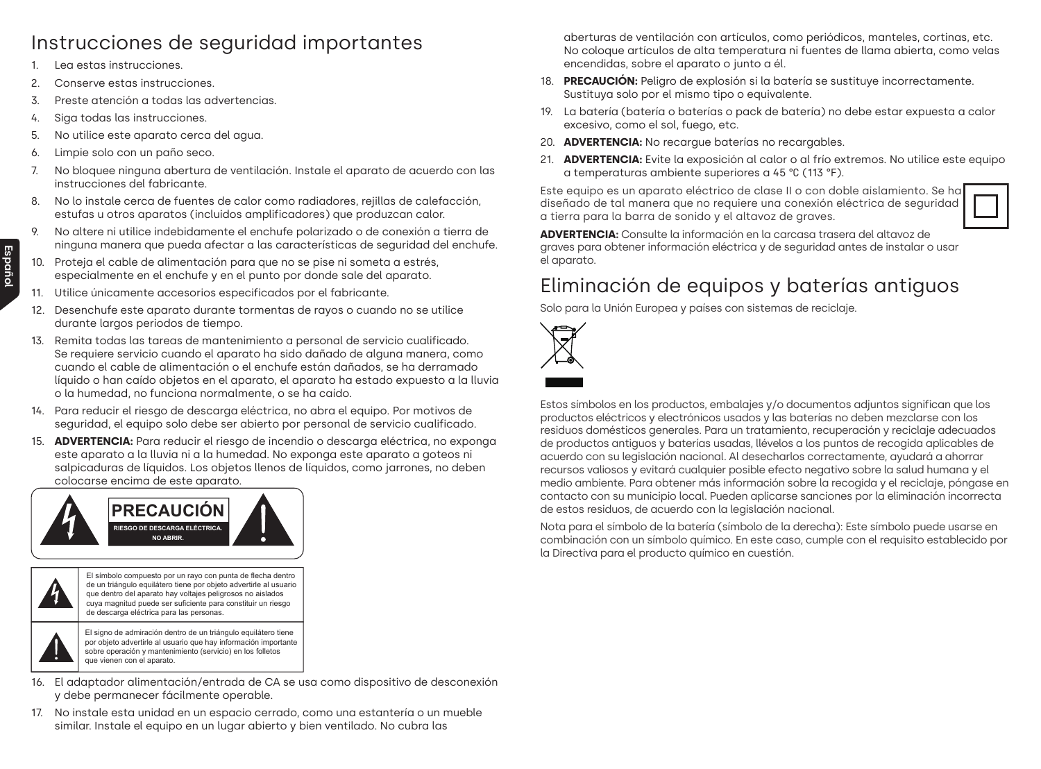# Instrucciones de seguridad importantes

1. Lea estas instrucciones.
2. Conserve estas instrucciones.
3. Preste atención a todas las advertencias.
4. Siga todas las instrucciones.
5. No utilice este aparato cerca del agua.
6. Limpie solo con un paño seco.
7. No bloquee ninguna abertura de ventilación. Instale el aparato de acuerdo con las instrucciones del fabricante.
8. No lo instale cerca de fuentes de calor como radiadores, rejillas de calefacción, estufas u otros aparatos (incluidos amplificadores) que produzcan calor.
9. No altere ni utilice indebidamente el enchufe polarizado o de conexión a tierra de ninguna manera que pueda afectar a las características de seguridad del enchufe.
10. Proteja el cable de alimentación para que no se pise ni someta a estrés, especialmente en el enchufe y en el punto por donde sale del aparato.
11. Utilice únicamente accesorios especificados por el fabricante.
12. Desenchufe este aparato durante tormentas de rayos o cuando no se utilice durante largos periodos de tiempo.
13. Remita todas las tareas de mantenimiento a personal de servicio cualificado. Se requiere servicio cuando el aparato ha sido dañado de alguna manera, como cuando el cable de alimentación o el enchufe están dañados, se ha derramado líquido o han caído objetos en el aparato, el aparato ha estado expuesto a la lluvia o la humedad, no funciona normalmente, o se ha caído.
14. Para reducir el riesgo de descarga eléctrica, no abra el equipo. Por motivos de seguridad, el equipo solo debe ser abierto por personal de servicio cualificado.
15. **ADVERTENCIA:** Para reducir el riesgo de incendio o descarga eléctrica, no exponga este aparato a la lluvia ni a la humedad. No exponga este aparato a goteos ni salpicaduras de líquidos. Los objetos llenos de líquidos, como jarrones, no deben colocarse encima de este aparato.

**PRECAUCIÓN**

RIESGO DE DESCARGA ELÉCTRICA.
NO ABRIR.

El símbolo compuesto por un rayo con punta de flecha dentro de un triángulo equilátero tiene por objeto advertirle al usuario que dentro del aparato hay voltajes peligrosos no aislados cuya magnitud puede ser suficiente para constituir un riesgo de descarga eléctrica para las personas.

El signo de admiración dentro de un triángulo equilátero tiene por objeto advertirle al usuario que hay información importante sobre operación y mantenimiento (servicio) en los folletos que vienen con el aparato.

16. El adaptador alimentación/entrada de CA se usa como dispositivo de desconexión y debe permanecer fácilmente operable.
17. No instale esta unidad en un espacio cerrado, como una estantería o un mueble similar. Instale el equipo en un lugar abierto y bien ventilado. No cubra las aberturas de ventilación con artículos, como periódicos, manteles, cortinas, etc. No coloque artículos de alta temperatura ni fuentes de llama abierta, como velas encendidas, sobre el aparato o junto a él.
18. **PRECAUCIÓN:** Peligro de explosión si la batería se sustituye incorrectamente. Sustituya solo por el mismo tipo o equivalente.
19. La batería (batería o baterías o pack de batería) no debe estar expuesta a calor excesivo, como el sol, fuego, etc.
20. **ADVERTENCIA:** No recargue baterías no recargables.
21. **ADVERTENCIA:** Evite la exposición al calor o al frío extremos. No utilice este equipo a temperaturas ambiente superiores a 45 °C (113 °F).

Este equipo es un aparato eléctrico de clase II o con doble aislamiento. Se ha diseñado de tal manera que no requiere una conexión eléctrica de seguridad a tierra para la barra de sonido y el altavoz de graves.

**ADVERTENCIA:** Consulte la información en la carcasa trasera del altavoz de graves para obtener información eléctrica y de seguridad antes de instalar o usar el aparato.

# Eliminación de equipos y baterías antiguos

Solo para la Unión Europea y países con sistemas de reciclaje.

Estos símbolos en los productos, embalajes y/o documentos adjuntos significan que los productos eléctricos y electrónicos usados y las baterías no deben mezclarse con los residuos domésticos generales. Para un tratamiento, recuperación y reciclaje adecuados de productos antiguos y baterías usadas, llévelos a los puntos de recogida aplicables de acuerdo con su legislación nacional. Al desecharlos correctamente, ayudará a ahorrar recursos valiosos y evitará cualquier posible efecto negativo sobre la salud humana y el medio ambiente. Para obtener más información sobre la recogida y el reciclaje, póngase en contacto con su municipio local. Pueden aplicarse sanciones por la eliminación incorrecta de estos residuos, de acuerdo con la legislación nacional.

Nota para el símbolo de la batería (símbolo de la derecha): Este símbolo puede usarse en combinación con un símbolo químico. En este caso, cumple con el requisito establecido por la Directiva para el producto químico en cuestión.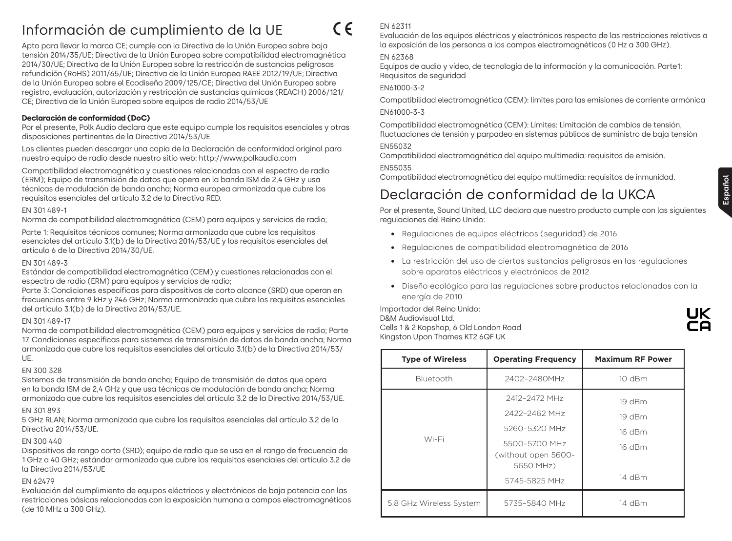# Información de cumplimiento de la UE

CE

Apto para llevar la marca CE; cumple con la Directiva de la Unión Europea sobre baja tensión 2014/35/UE; Directiva de la Unión Europea sobre compatibilidad electromagnética 2014/30/UE; Directiva de la Unión Europea sobre la restricción de sustancias peligrosas refundición (RoHS) 2011/65/UE; Directiva de la Unión Europea RAEE 2012/19/UE; Directiva de la Unión Europea sobre el Ecodiseño 2009/125/CE; Directiva del Unión Europea sobre registro, evaluación, autorización y restricción de sustancias químicas (REACH) 2006/121/CE; Directiva de la Unión Europea sobre equipos de radio 2014/53/UE

**Declaración de conformidad (DoC)**

Por el presente, Polk Audio declara que este equipo cumple los requisitos esenciales y otras disposiciones pertinentes de la Directiva 2014/53/UE

Los clientes pueden descargar una copia de la Declaración de conformidad original para nuestro equipo de radio desde nuestro sitio web: http://www.polkaudio.com

Compatibilidad electromagnética y cuestiones relacionadas con el espectro de radio (ERM); Equipo de transmisión de datos que opera en la banda ISM de 2,4 GHz y usa técnicas de modulación de banda ancha; Norma europea armonizada que cubre los requisitos esenciales del artículo 3.2 de la Directiva RED.

EN 301 489-1
Norma de compatibilidad electromagnética (CEM) para equipos y servicios de radio;

Parte 1: Requisitos técnicos comunes; Norma armonizada que cubre los requisitos esenciales del artículo 3.1(b) de la Directiva 2014/53/UE y los requisitos esenciales del artículo 6 de la Directiva 2014/30/UE.

EN 301 489-3
Estándar de compatibilidad electromagnética (CEM) y cuestiones relacionadas con el espectro de radio (ERM) para equipos y servicios de radio;
Parte 3: Condiciones específicas para dispositivos de corto alcance (SRD) que operan en frecuencias entre 9 kHz y 246 GHz; Norma armonizada que cubre los requisitos esenciales del artículo 3.1(b) de la Directiva 2014/53/UE.

EN 301 489-17
Norma de compatibilidad electromagnética (CEM) para equipos y servicios de radio; Parte 17: Condiciones específicas para sistemas de transmisión de datos de banda ancha; Norma armonizada que cubre los requisitos esenciales del artículo 3.1(b) de la Directiva 2014/53/UE.

EN 300 328
Sistemas de transmisión de banda ancha; Equipo de transmisión de datos que opera en la banda ISM de 2,4 GHz y que usa técnicas de modulación de banda ancha; Norma armonizada que cubre los requisitos esenciales del artículo 3.2 de la Directiva 2014/53/UE.

EN 301 893
5 GHz RLAN; Norma armonizada que cubre los requisitos esenciales del artículo 3.2 de la Directiva 2014/53/UE.

EN 300 440
Dispositivos de rango corto (SRD); equipo de radio que se usa en el rango de frecuencia de 1 GHz a 40 GHz; estándar armonizado que cubre los requisitos esenciales del artículo 3.2 de la Directiva 2014/53/UE

EN 62479
Evaluación del cumplimiento de equipos eléctricos y electrónicos de baja potencia con las restricciones básicas relacionadas con la exposición humana a campos electromagnéticos (de 10 MHz a 300 GHz).

EN 62311
Evaluación de los equipos eléctricos y electrónicos respecto de las restricciones relativas a la exposición de las personas a los campos electromagnéticos (0 Hz a 300 GHz).

EN 62368
Equipos de audio y vídeo, de tecnología de la información y la comunicación. Parte1: Requisitos de seguridad

EN61000-3-2

Compatibilidad electromagnética (CEM): límites para las emisiones de corriente armónica

EN61000-3-3

Compatibilidad electromagnética (CEM): Límites: Limitación de cambios de tensión, fluctuaciones de tensión y parpadeo en sistemas públicos de suministro de baja tensión

EN55032
Compatibilidad electromagnética del equipo multimedia: requisitos de emisión.

EN55035
Compatibilidad electromagnética del equipo multimedia: requisitos de inmunidad.

# Declaración de conformidad de la UKCA

Por el presente, Sound United, LLC declara que nuestro producto cumple con las siguientes regulaciones del Reino Unido:

- Regulaciones de equipos eléctricos (seguridad) de 2016
- Regulaciones de compatibilidad electromagnética de 2016
- La restricción del uso de ciertas sustancias peligrosas en las regulaciones sobre aparatos eléctricos y electrónicos de 2012
- Diseño ecológico para las regulaciones sobre productos relacionados con la energía de 2010

Importador del Reino Unido:
D&M Audiovisual Ltd.
Cells 1 & 2 Kopshop, 6 Old London Road
Kingston Upon Thames KT2 6QF UK

UK CA

| Type of Wireless | Operating Frequency | Maximum RF Power |
|---|---|---|
| Bluetooth | 2402–2480MHz | 10 dBm |
| Wi-Fi | 2412–2472 MHz | 19 dBm |
| | 2422–2462 MHz | 19 dBm |
| | 5260–5320 MHz | 16 dBm |
| | 5500–5700 MHz (without open 5600-5650 MHz) | 16 dBm |
| | 5745-5825 MHz | 14 dBm |
| 5.8 GHz Wireless System | 5735–5840 MHz | 14 dBm |

Español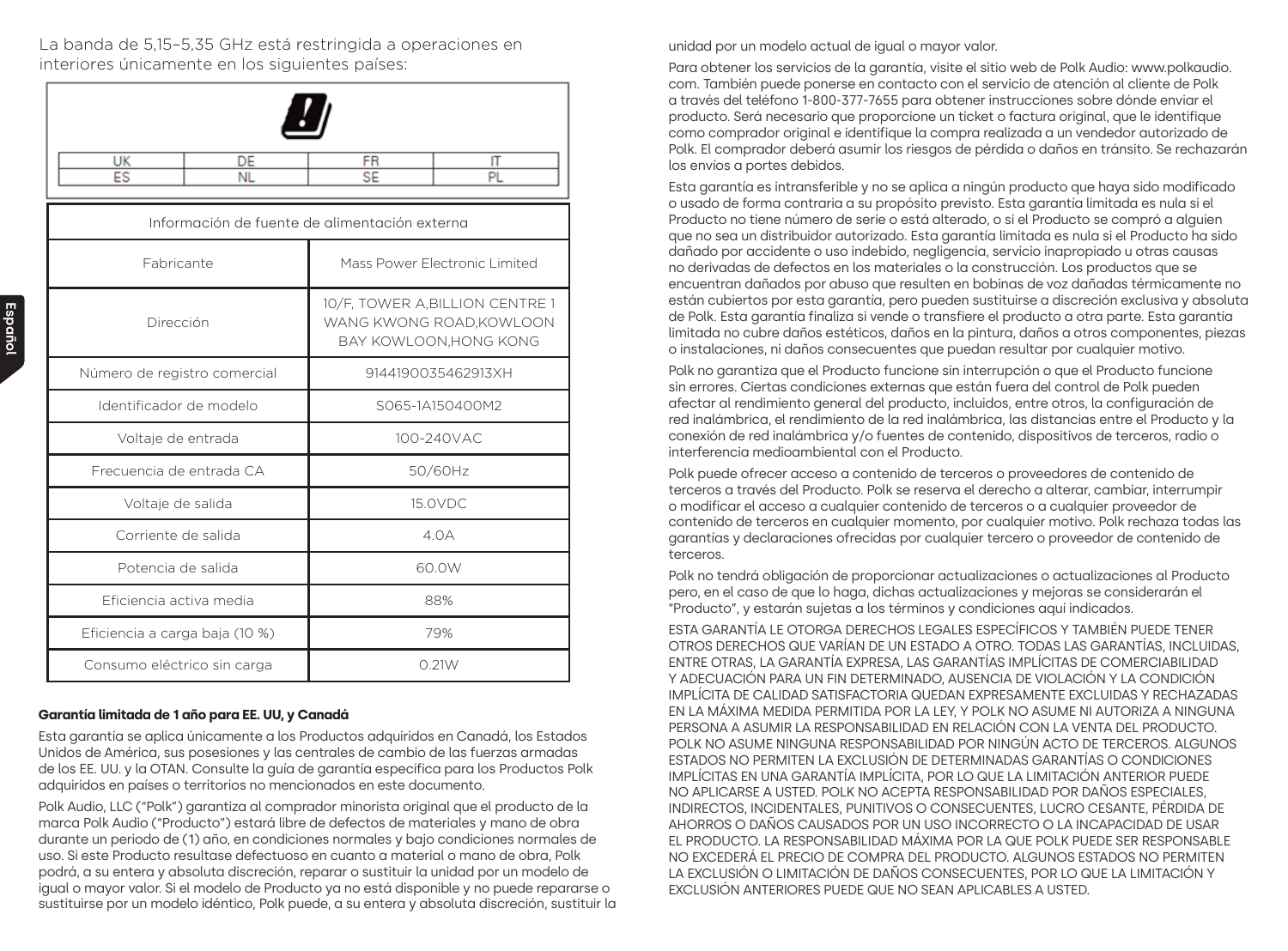La banda de 5,15–5,35 GHz está restringida a operaciones en interiores únicamente en los siguientes países:

| | | | |
|---|---|---|---|
| UK | DE | FR | IT |
| ES | NL | SE | PL |

| Información de fuente de alimentación externa | |
|---|---|
| Fabricante | Mass Power Electronic Limited |
| Dirección | 10/F, TOWER A,BILLION CENTRE 1 WANG KWONG ROAD,KOWLOON BAY KOWLOON,HONG KONG |
| Número de registro comercial | 9144190035462913XH |
| Identificador de modelo | S065-1A150400M2 |
| Voltaje de entrada | 100-240VAC |
| Frecuencia de entrada CA | 50/60Hz |
| Voltaje de salida | 15.0VDC |
| Corriente de salida | 4.0A |
| Potencia de salida | 60.0W |
| Eficiencia activa media | 88% |
| Eficiencia a carga baja (10 %) | 79% |
| Consumo eléctrico sin carga | 0.21W |

**Garantía limitada de 1 año para EE. UU, y Canadá**

Esta garantía se aplica únicamente a los Productos adquiridos en Canadá, los Estados Unidos de América, sus posesiones y las centrales de cambio de las fuerzas armadas de los EE. UU. y la OTAN. Consulte la guía de garantía específica para los Productos Polk adquiridos en países o territorios no mencionados en este documento.

Polk Audio, LLC ("Polk") garantiza al comprador minorista original que el producto de la marca Polk Audio ("Producto") estará libre de defectos de materiales y mano de obra durante un periodo de (1) año, en condiciones normales y bajo condiciones normales de uso. Si este Producto resultase defectuoso en cuanto a material o mano de obra, Polk podrá, a su entera y absoluta discreción, reparar o sustituir la unidad por un modelo de igual o mayor valor. Si el modelo de Producto ya no está disponible y no puede repararse o sustituirse por un modelo idéntico, Polk puede, a su entera y absoluta discreción, sustituir la unidad por un modelo actual de igual o mayor valor.

Para obtener los servicios de la garantía, visite el sitio web de Polk Audio: www.polkaudio.com. También puede ponerse en contacto con el servicio de atención al cliente de Polk a través del teléfono 1-800-377-7655 para obtener instrucciones sobre dónde enviar el producto. Será necesario que proporcione un ticket o factura original, que le identifique como comprador original e identifique la compra realizada a un vendedor autorizado de Polk. El comprador deberá asumir los riesgos de pérdida o daños en tránsito. Se rechazarán los envíos a portes debidos.

Esta garantía es intransferible y no se aplica a ningún producto que haya sido modificado o usado de forma contraria a su propósito previsto. Esta garantía limitada es nula si el Producto no tiene número de serie o está alterado, o si el Producto se compró a alguien que no sea un distribuidor autorizado. Esta garantía limitada es nula si el Producto ha sido dañado por accidente o uso indebido, negligencia, servicio inapropiado u otras causas no derivadas de defectos en los materiales o la construcción. Los productos que se encuentran dañados por abuso que resulten en bobinas de voz dañadas térmicamente no están cubiertos por esta garantía, pero pueden sustituirse a discreción exclusiva y absoluta de Polk. Esta garantía finaliza si vende o transfiere el producto a otra parte. Esta garantía limitada no cubre daños estéticos, daños en la pintura, daños a otros componentes, piezas o instalaciones, ni daños consecuentes que puedan resultar por cualquier motivo.

Polk no garantiza que el Producto funcione sin interrupción o que el Producto funcione sin errores. Ciertas condiciones externas que están fuera del control de Polk pueden afectar al rendimiento general del producto, incluidos, entre otros, la configuración de red inalámbrica, el rendimiento de la red inalámbrica, las distancias entre el Producto y la conexión de red inalámbrica y/o fuentes de contenido, dispositivos de terceros, radio o interferencia medioambiental con el Producto.

Polk puede ofrecer acceso a contenido de terceros o proveedores de contenido de terceros a través del Producto. Polk se reserva el derecho a alterar, cambiar, interrumpir o modificar el acceso a cualquier contenido de terceros o a cualquier proveedor de contenido de terceros en cualquier momento, por cualquier motivo. Polk rechaza todas las garantías y declaraciones ofrecidas por cualquier tercero o proveedor de contenido de terceros.

Polk no tendrá obligación de proporcionar actualizaciones o actualizaciones al Producto pero, en el caso de que lo haga, dichas actualizaciones y mejoras se considerarán el "Producto", y estarán sujetas a los términos y condiciones aquí indicados.

ESTA GARANTÍA LE OTORGA DERECHOS LEGALES ESPECÍFICOS Y TAMBIÉN PUEDE TENER OTROS DERECHOS QUE VARÍAN DE UN ESTADO A OTRO. TODAS LAS GARANTÍAS, INCLUIDAS, ENTRE OTRAS, LA GARANTÍA EXPRESA, LAS GARANTÍAS IMPLÍCITAS DE COMERCIABILIDAD Y ADECUACIÓN PARA UN FIN DETERMINADO, AUSENCIA DE VIOLACIÓN Y LA CONDICIÓN IMPLÍCITA DE CALIDAD SATISFACTORIA QUEDAN EXPRESAMENTE EXCLUIDAS Y RECHAZADAS EN LA MÁXIMA MEDIDA PERMITIDA POR LA LEY, Y POLK NO ASUME NI AUTORIZA A NINGUNA PERSONA A ASUMIR LA RESPONSABILIDAD EN RELACIÓN CON LA VENTA DEL PRODUCTO. POLK NO ASUME NINGUNA RESPONSABILIDAD POR NINGÚN ACTO DE TERCEROS. ALGUNOS ESTADOS NO PERMITEN LA EXCLUSIÓN DE DETERMINADAS GARANTÍAS O CONDICIONES IMPLÍCITAS EN UNA GARANTÍA IMPLÍCITA, POR LO QUE LA LIMITACIÓN ANTERIOR PUEDE NO APLICARSE A USTED. POLK NO ACEPTA RESPONSABILIDAD POR DAÑOS ESPECIALES, INDIRECTOS, INCIDENTALES, PUNITIVOS O CONSECUENTES, LUCRO CESANTE, PÉRDIDA DE AHORROS O DAÑOS CAUSADOS POR UN USO INCORRECTO O LA INCAPACIDAD DE USAR EL PRODUCTO. LA RESPONSABILIDAD MÁXIMA POR LA QUE POLK PUEDE SER RESPONSABLE NO EXCEDERÁ EL PRECIO DE COMPRA DEL PRODUCTO. ALGUNOS ESTADOS NO PERMITEN LA EXCLUSIÓN O LIMITACIÓN DE DAÑOS CONSECUENTES, POR LO QUE LA LIMITACIÓN Y EXCLUSIÓN ANTERIORES PUEDE QUE NO SEAN APLICABLES A USTED.